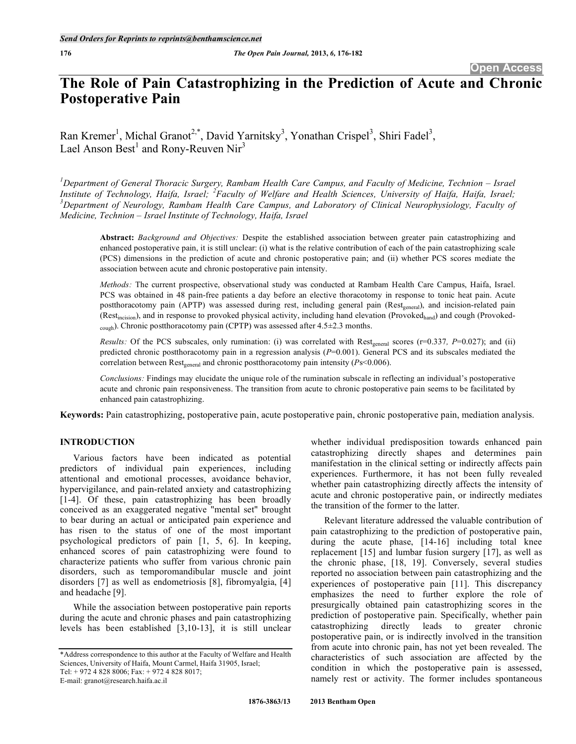# The Role of Pain Catastrophizing in the Prediction of Acute and Chronic Postoperative Pain

Ran Kremer[1], Michal Granot[2,*], David Yarnitsky[3], Yonathan Crispel[3], Shiri Fadel[3], Lael Anson Best[1] and Rony-Reuven Nir[3]

*[1]Department of General Thoracic Surgery, Rambam Health Care Campus, and Faculty of Medicine, Technion – Israel Institute of Technology, Haifa, Israel; [2]Faculty of Welfare and Health Sciences, University of Haifa, Haifa, Israel; [3]Department of Neurology, Rambam Health Care Campus, and Laboratory of Clinical Neurophysiology, Faculty of Medicine, Technion – Israel Institute of Technology, Haifa, Israel*

**Abstract:** *Background and Objectives:* Despite the established association between greater pain catastrophizing and enhanced postoperative pain, it is still unclear: (i) what is the relative contribution of each of the pain catastrophizing scale (PCS) dimensions in the prediction of acute and chronic postoperative pain; and (ii) whether PCS scores mediate the association between acute and chronic postoperative pain intensity.

*Methods:* The current prospective, observational study was conducted at Rambam Health Care Campus, Haifa, Israel. PCS was obtained in 48 pain-free patients a day before an elective thoracotomy in response to tonic heat pain. Acute postthoracotomy pain (APTP) was assessed during rest, including general pain ($Rest_{general}$), and incision-related pain ($Rest_{incision}$), and in response to provoked physical activity, including hand elevation ($Provoked_{hand}$) and cough ($Provoked_{cough}$). Chronic postthoracotomy pain (CPTP) was assessed after 4.5±2.3 months.

*Results:* Of the PCS subscales, only rumination: (i) was correlated with $Rest_{general}$ scores ($r=0.337$, $P=0.027$); and (ii) predicted chronic postthoracotomy pain in a regression analysis ($P=0.001$). General PCS and its subscales mediated the correlation between $Rest_{general}$ and chronic postthoracotomy pain intensity ($Ps<0.006$).

*Conclusions:* Findings may elucidate the unique role of the rumination subscale in reflecting an individual's postoperative acute and chronic pain responsiveness. The transition from acute to chronic postoperative pain seems to be facilitated by enhanced pain catastrophizing.

**Keywords:** Pain catastrophizing, postoperative pain, acute postoperative pain, chronic postoperative pain, mediation analysis.

## INTRODUCTION

Various factors have been indicated as potential predictors of individual pain experiences, including attentional and emotional processes, avoidance behavior, hypervigilance, and pain-related anxiety and catastrophizing [1-4]. Of these, pain catastrophizing has been broadly conceived as an exaggerated negative "mental set" brought to bear during an actual or anticipated pain experience and has risen to the status of one of the most important psychological predictors of pain [1, 5, 6]. In keeping, enhanced scores of pain catastrophizing were found to characterize patients who suffer from various chronic pain disorders, such as temporomandibular muscle and joint disorders [7] as well as endometriosis [8], fibromyalgia, [4] and headache [9].

While the association between postoperative pain reports during the acute and chronic phases and pain catastrophizing levels has been established [3,10-13], it is still unclear whether individual predisposition towards enhanced pain catastrophizing directly shapes and determines pain manifestation in the clinical setting or indirectly affects pain experiences. Furthermore, it has not been fully revealed whether pain catastrophizing directly affects the intensity of acute and chronic postoperative pain, or indirectly mediates the transition of the former to the latter.

Relevant literature addressed the valuable contribution of pain catastrophizing to the prediction of postoperative pain, during the acute phase, [14-16] including total knee replacement [15] and lumbar fusion surgery [17], as well as the chronic phase, [18, 19]. Conversely, several studies reported no association between pain catastrophizing and the experiences of postoperative pain [11]. This discrepancy emphasizes the need to further explore the role of presurgically obtained pain catastrophizing scores in the prediction of postoperative pain. Specifically, whether pain catastrophizing directly leads to greater chronic postoperative pain, or is indirectly involved in the transition from acute into chronic pain, has not yet been revealed. The characteristics of such association are affected by the condition in which the postoperative pain is assessed, namely rest or activity. The former includes spontaneous

*Address correspondence to this author at the Faculty of Welfare and Health Sciences, University of Haifa, Mount Carmel, Haifa 31905, Israel; Tel: + 972 4 828 8006; Fax: + 972 4 828 8017; E-mail: granot@research.haifa.ac.il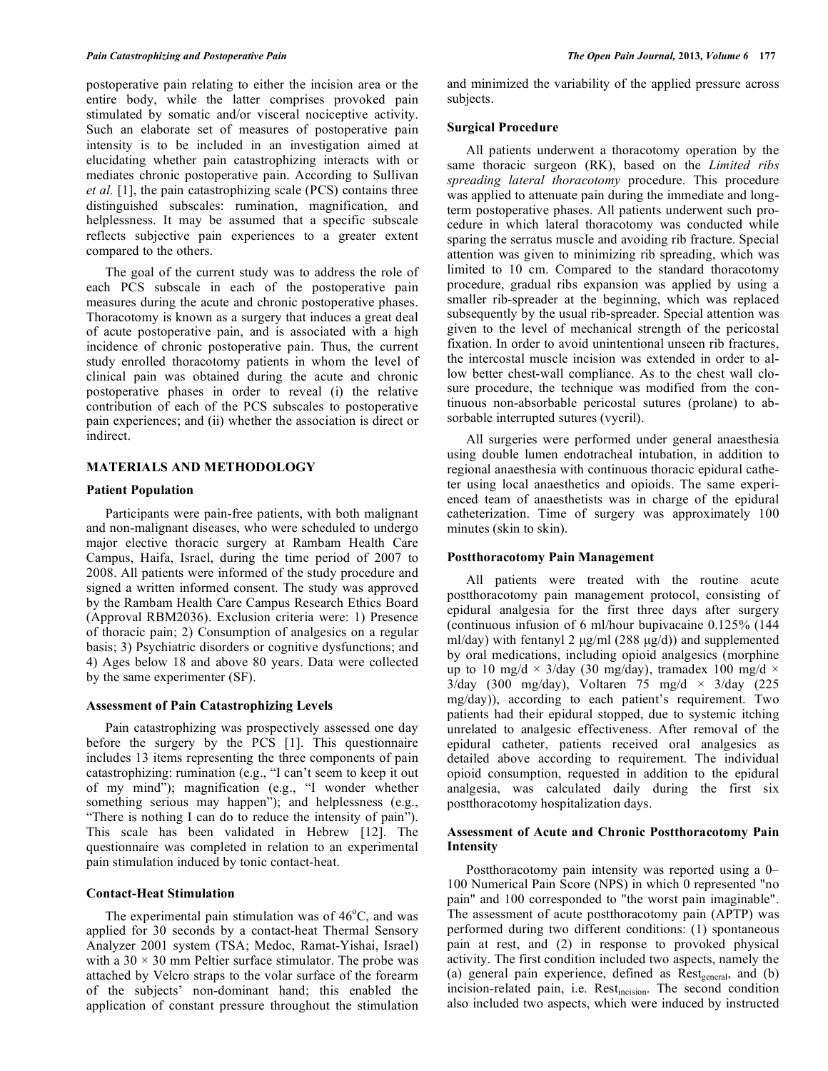postoperative pain relating to either the incision area or the entire body, while the latter comprises provoked pain stimulated by somatic and/or visceral nociceptive activity. Such an elaborate set of measures of postoperative pain intensity is to be included in an investigation aimed at elucidating whether pain catastrophizing interacts with or mediates chronic postoperative pain. According to Sullivan *et al.* [1], the pain catastrophizing scale (PCS) contains three distinguished subscales: rumination, magnification, and helplessness. It may be assumed that a specific subscale reflects subjective pain experiences to a greater extent compared to the others.

The goal of the current study was to address the role of each PCS subscale in each of the postoperative pain measures during the acute and chronic postoperative phases. Thoracotomy is known as a surgery that induces a great deal of acute postoperative pain, and is associated with a high incidence of chronic postoperative pain. Thus, the current study enrolled thoracotomy patients in whom the level of clinical pain was obtained during the acute and chronic postoperative phases in order to reveal (i) the relative contribution of each of the PCS subscales to postoperative pain experiences; and (ii) whether the association is direct or indirect.

## MATERIALS AND METHODOLOGY

### Patient Population

Participants were pain-free patients, with both malignant and non-malignant diseases, who were scheduled to undergo major elective thoracic surgery at Rambam Health Care Campus, Haifa, Israel, during the time period of 2007 to 2008. All patients were informed of the study procedure and signed a written informed consent. The study was approved by the Rambam Health Care Campus Research Ethics Board (Approval RBM2036). Exclusion criteria were: 1) Presence of thoracic pain; 2) Consumption of analgesics on a regular basis; 3) Psychiatric disorders or cognitive dysfunctions; and 4) Ages below 18 and above 80 years. Data were collected by the same experimenter (SF).

### Assessment of Pain Catastrophizing Levels

Pain catastrophizing was prospectively assessed one day before the surgery by the PCS [1]. This questionnaire includes 13 items representing the three components of pain catastrophizing: rumination (e.g., "I can't seem to keep it out of my mind"); magnification (e.g., "I wonder whether something serious may happen"); and helplessness (e.g., "There is nothing I can do to reduce the intensity of pain"). This scale has been validated in Hebrew [12]. The questionnaire was completed in relation to an experimental pain stimulation induced by tonic contact-heat.

### Contact-Heat Stimulation

The experimental pain stimulation was of 46°C, and was applied for 30 seconds by a contact-heat Thermal Sensory Analyzer 2001 system (TSA; Medoc, Ramat-Yishai, Israel) with a 30 × 30 mm Peltier surface stimulator. The probe was attached by Velcro straps to the volar surface of the forearm of the subjects' non-dominant hand; this enabled the application of constant pressure throughout the stimulation and minimized the variability of the applied pressure across subjects.

### Surgical Procedure

All patients underwent a thoracotomy operation by the same thoracic surgeon (RK), based on the *Limited ribs spreading lateral thoracotomy* procedure. This procedure was applied to attenuate pain during the immediate and long-term postoperative phases. All patients underwent such procedure in which lateral thoracotomy was conducted while sparing the serratus muscle and avoiding rib fracture. Special attention was given to minimizing rib spreading, which was limited to 10 cm. Compared to the standard thoracotomy procedure, gradual ribs expansion was applied by using a smaller rib-spreader at the beginning, which was replaced subsequently by the usual rib-spreader. Special attention was given to the level of mechanical strength of the pericostal fixation. In order to avoid unintentional unseen rib fractures, the intercostal muscle incision was extended in order to allow better chest-wall compliance. As to the chest wall closure procedure, the technique was modified from the continuous non-absorbable pericostal sutures (prolane) to absorbable interrupted sutures (vycril).

All surgeries were performed under general anaesthesia using double lumen endotracheal intubation, in addition to regional anaesthesia with continuous thoracic epidural catheter using local anaesthetics and opioids. The same experienced team of anaesthetists was in charge of the epidural catheterization. Time of surgery was approximately 100 minutes (skin to skin).

### Postthoracotomy Pain Management

All patients were treated with the routine acute postthoracotomy pain management protocol, consisting of epidural analgesia for the first three days after surgery (continuous infusion of 6 ml/hour bupivacaine 0.125% (144 ml/day) with fentanyl 2 μg/ml (288 μg/d)) and supplemented by oral medications, including opioid analgesics (morphine up to 10 mg/d × 3/day (30 mg/day), tramadex 100 mg/d × 3/day (300 mg/day), Voltaren 75 mg/d × 3/day (225 mg/day)), according to each patient's requirement. Two patients had their epidural stopped, due to systemic itching unrelated to analgesic effectiveness. After removal of the epidural catheter, patients received oral analgesics as detailed above according to requirement. The individual opioid consumption, requested in addition to the epidural analgesia, was calculated daily during the first six postthoracotomy hospitalization days.

### Assessment of Acute and Chronic Postthoracotomy Pain Intensity

Postthoracotomy pain intensity was reported using a 0–100 Numerical Pain Score (NPS) in which 0 represented "no pain" and 100 corresponded to "the worst pain imaginable". The assessment of acute postthoracotomy pain (APTP) was performed during two different conditions: (1) spontaneous pain at rest, and (2) in response to provoked physical activity. The first condition included two aspects, namely the (a) general pain experience, defined as $Rest_{general}$, and (b) incision-related pain, i.e. $Rest_{incision}$. The second condition also included two aspects, which were induced by instructed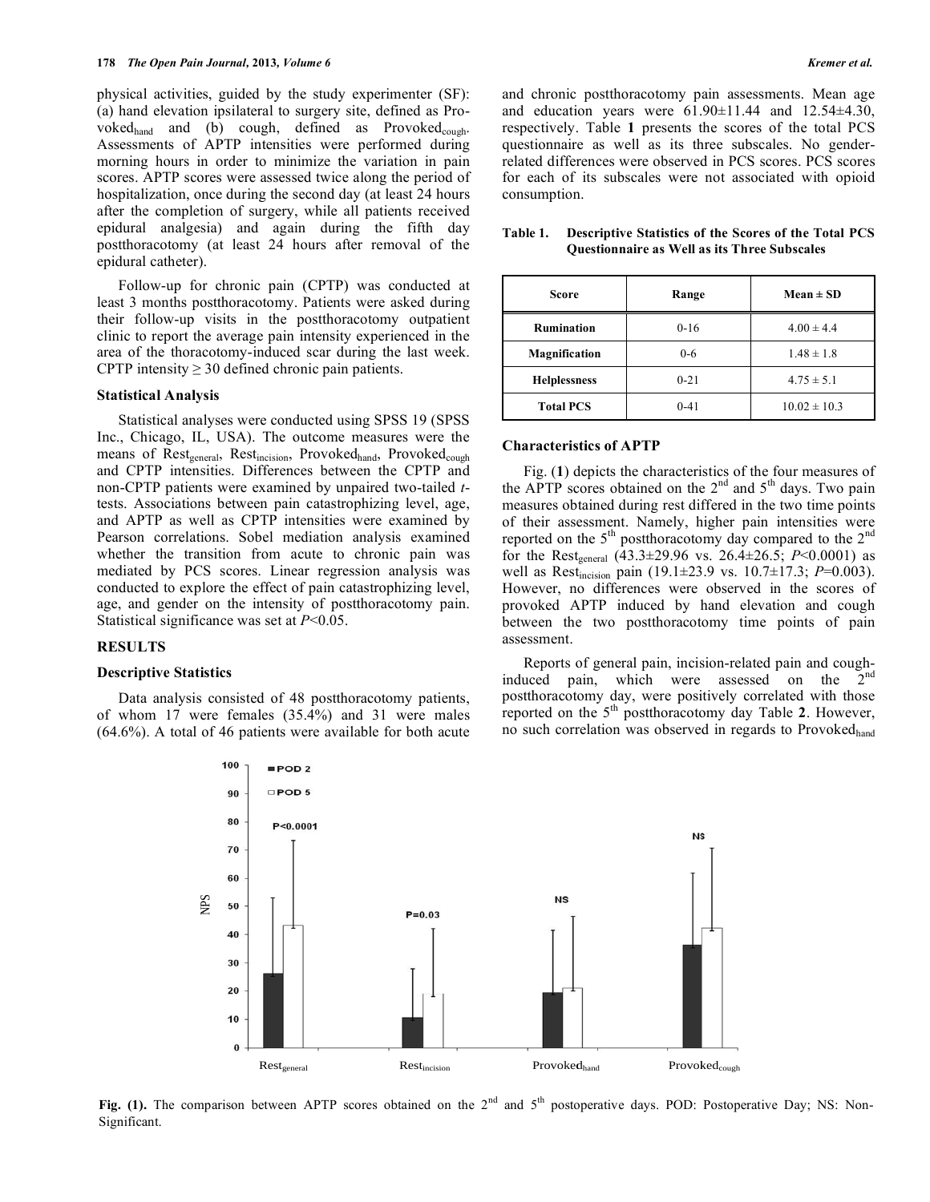physical activities, guided by the study experimenter (SF): (a) hand elevation ipsilateral to surgery site, defined as Provoked$_{hand}$ and (b) cough, defined as Provoked$_{cough}$. Assessments of APTP intensities were performed during morning hours in order to minimize the variation in pain scores. APTP scores were assessed twice along the period of hospitalization, once during the second day (at least 24 hours after the completion of surgery, while all patients received epidural analgesia) and again during the fifth day postthoracotomy (at least 24 hours after removal of the epidural catheter).

Follow-up for chronic pain (CPTP) was conducted at least 3 months postthoracotomy. Patients were asked during their follow-up visits in the postthoracotomy outpatient clinic to report the average pain intensity experienced in the area of the thoracotomy-induced scar during the last week. CPTP intensity ≥ 30 defined chronic pain patients.

### Statistical Analysis

Statistical analyses were conducted using SPSS 19 (SPSS Inc., Chicago, IL, USA). The outcome measures were the means of Rest$_{general}$, Rest$_{incision}$, Provoked$_{hand}$, Provoked$_{cough}$ and CPTP intensities. Differences between the CPTP and non-CPTP patients were examined by unpaired two-tailed *t*-tests. Associations between pain catastrophizing level, age, and APTP as well as CPTP intensities were examined by Pearson correlations. Sobel mediation analysis examined whether the transition from acute to chronic pain was mediated by PCS scores. Linear regression analysis was conducted to explore the effect of pain catastrophizing level, age, and gender on the intensity of postthoracotomy pain. Statistical significance was set at $P<0.05$.

## RESULTS

### Descriptive Statistics

Data analysis consisted of 48 postthoracotomy patients, of whom 17 were females (35.4%) and 31 were males (64.6%). A total of 46 patients were available for both acute and chronic postthoracotomy pain assessments. Mean age and education years were 61.90±11.44 and 12.54±4.30, respectively. Table **1** presents the scores of the total PCS questionnaire as well as its three subscales. No gender-related differences were observed in PCS scores. PCS scores for each of its subscales were not associated with opioid consumption.

**Table 1. Descriptive Statistics of the Scores of the Total PCS Questionnaire as Well as its Three Subscales**

| Score | Range | Mean ± SD |
|---|---|---|
| Rumination | 0-16 | 4.00 ± 4.4 |
| Magnification | 0-6 | 1.48 ± 1.8 |
| Helplessness | 0-21 | 4.75 ± 5.1 |
| Total PCS | 0-41 | 10.02 ± 10.3 |

### Characteristics of APTP

Fig. (**1**) depicts the characteristics of the four measures of the APTP scores obtained on the 2$^{nd}$ and 5$^{th}$ days. Two pain measures obtained during rest differed in the two time points of their assessment. Namely, higher pain intensities were reported on the 5$^{th}$ postthoracotomy day compared to the 2$^{nd}$ for the Rest$_{general}$ (43.3±29.96 vs. 26.4±26.5; $P<0.0001$) as well as Rest$_{incision}$ pain (19.1±23.9 vs. 10.7±17.3; $P=0.003$). However, no differences were observed in the scores of provoked APTP induced by hand elevation and cough between the two postthoracotomy time points of pain assessment.

Reports of general pain, incision-related pain and cough-induced pain, which were assessed on the 2$^{nd}$ postthoracotomy day, were positively correlated with those reported on the 5$^{th}$ postthoracotomy day Table **2**. However, no such correlation was observed in regards to Provoked$_{hand}$

**Fig. (1).** The comparison between APTP scores obtained on the 2$^{nd}$ and 5$^{th}$ postoperative days. POD: Postoperative Day; NS: Non-Significant.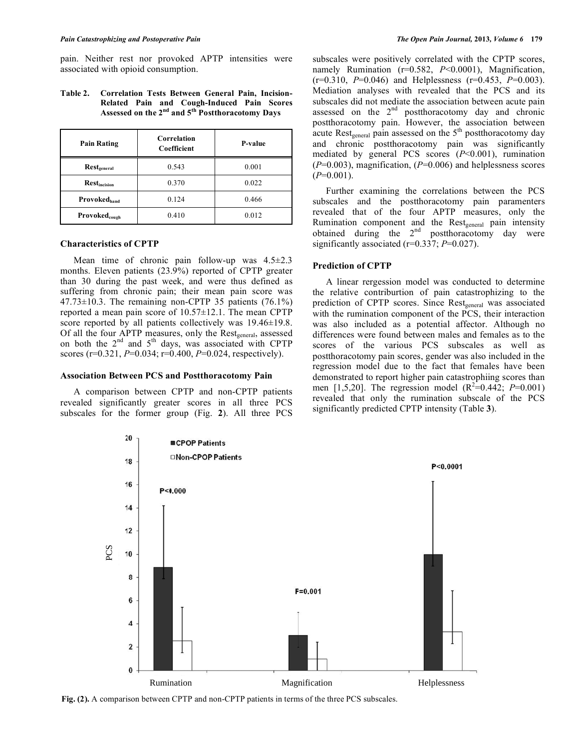pain. Neither rest nor provoked APTP intensities were associated with opioid consumption.

**Table 2. Correlation Tests Between General Pain, Incision-Related Pain and Cough-Induced Pain Scores Assessed on the 2nd and 5th Postthoracotomy Days**

| Pain Rating | Correlation Coefficient | P-value |
|---|---|---|
| **$Rest_{general}$** | 0.543 | 0.001 |
| **$Rest_{incision}$** | 0.370 | 0.022 |
| **$Provoked_{hand}$** | 0.124 | 0.466 |
| **$Provoked_{cough}$** | 0.410 | 0.012 |

### Characteristics of CPTP

Mean time of chronic pain follow-up was 4.5±2.3 months. Eleven patients (23.9%) reported of CPTP greater than 30 during the past week, and were thus defined as suffering from chronic pain; their mean pain score was 47.73±10.3. The remaining non-CPTP 35 patients (76.1%) reported a mean pain score of 10.57±12.1. The mean CPTP score reported by all patients collectively was 19.46±19.8. Of all the four APTP measures, only the $Rest_{general}$, assessed on both the 2nd and 5th days, was associated with CPTP scores (r=0.321, *P*=0.034; r=0.400, *P*=0.024, respectively).

### Association Between PCS and Postthoracotomy Pain

A comparison between CPTP and non-CPTP patients revealed significantly greater scores in all three PCS subscales for the former group (Fig. **2**). All three PCS subscales were positively correlated with the CPTP scores, namely Rumination (r=0.582, *P*<0.0001), Magnification, (r=0.310, *P*=0.046) and Helplessness (r=0.453, *P*=0.003). Mediation analyses with revealed that the PCS and its subscales did not mediate the association between acute pain assessed on the 2nd postthoracotomy day and chronic postthoracotomy pain. However, the association between acute $Rest_{general}$ pain assessed on the 5th postthoracotomy day and chronic postthoracotomy pain was significantly mediated by general PCS scores (*P*<0.001), rumination (*P*=0.003), magnification, (*P*=0.006) and helplessness scores (*P*=0.001).

Further examining the correlations between the PCS subscales and the postthoracotomy pain paramenters revealed that of the four APTP measures, only the Rumination component and the $Rest_{general}$ pain intensity obtained during the 2nd postthoracotomy day were significantly associated (r=0.337; *P*=0.027).

### Prediction of CPTP

A linear rergession model was conducted to determine the relative contriburtion of pain catastrophizing to the prediction of CPTP scores. Since $Rest_{general}$ was associated with the rumination component of the PCS, their interaction was also included as a potential affector. Although no differences were found between males and females as to the scores of the various PCS subscales as well as postthoracotomy pain scores, gender was also included in the regression model due to the fact that females have been demonstrated to report higher pain catastrophiing scores than men [1,5,20]. The regression model ($R^2$=0.442; *P*=0.001) revealed that only the rumination subscale of the PCS significantly predicted CPTP intensity (Table **3**).

**Fig. (2).** A comparison between CPTP and non-CPTP patients in terms of the three PCS subscales.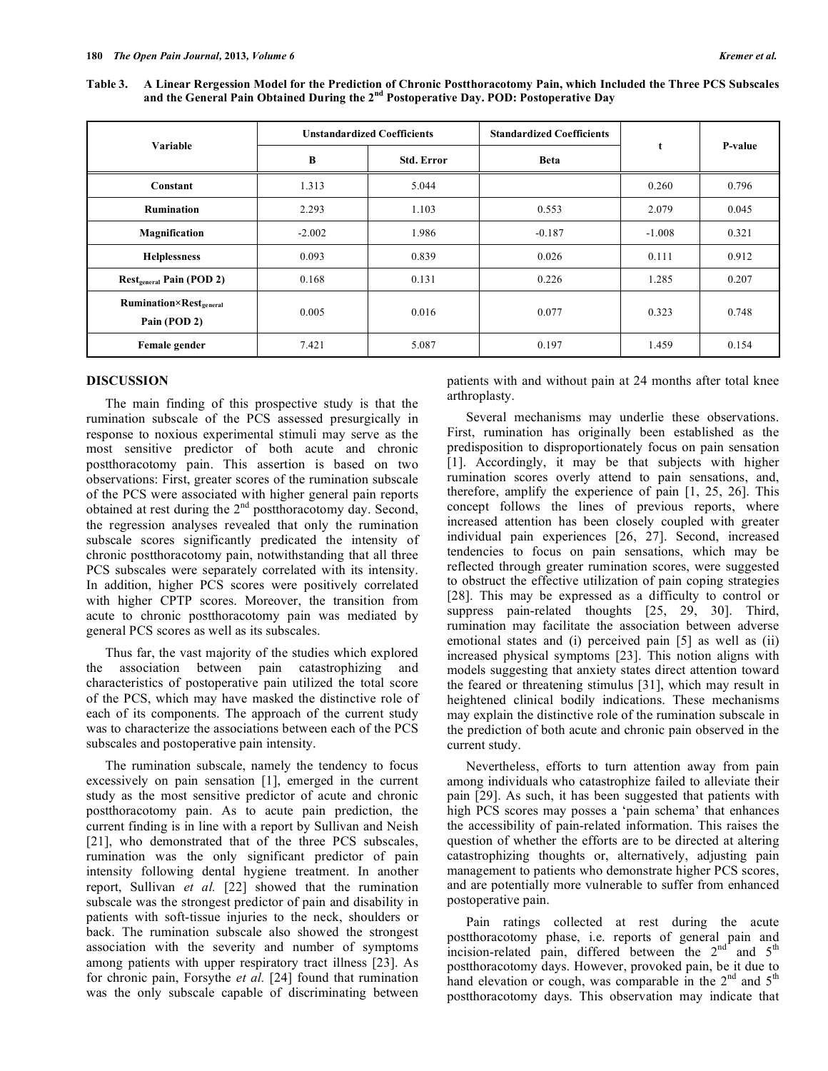**Table 3. A Linear Rergession Model for the Prediction of Chronic Postthoracotomy Pain, which Included the Three PCS Subscales and the General Pain Obtained During the 2nd Postoperative Day. POD: Postoperative Day**

| Variable | Unstandardized Coefficients | | Standardized Coefficients | t | P-value |
|---|---|---|---|---|---|
| | B | Std. Error | Beta | | |
| **Constant** | 1.313 | 5.044 | | 0.260 | 0.796 |
| **Rumination** | 2.293 | 1.103 | 0.553 | 2.079 | 0.045 |
| **Magnification** | -2.002 | 1.986 | -0.187 | -1.008 | 0.321 |
| **Helplessness** | 0.093 | 0.839 | 0.026 | 0.111 | 0.912 |
| **$Rest_{general}$ Pain (POD 2)** | 0.168 | 0.131 | 0.226 | 1.285 | 0.207 |
| **Rumination×$Rest_{general}$ Pain (POD 2)** | 0.005 | 0.016 | 0.077 | 0.323 | 0.748 |
| **Female gender** | 7.421 | 5.087 | 0.197 | 1.459 | 0.154 |

## DISCUSSION

The main finding of this prospective study is that the rumination subscale of the PCS assessed presurgically in response to noxious experimental stimuli may serve as the most sensitive predictor of both acute and chronic postthoracotomy pain. This assertion is based on two observations: First, greater scores of the rumination subscale of the PCS were associated with higher general pain reports obtained at rest during the 2nd postthoracotomy day. Second, the regression analyses revealed that only the rumination subscale scores significantly predicated the intensity of chronic postthoracotomy pain, notwithstanding that all three PCS subscales were separately correlated with its intensity. In addition, higher PCS scores were positively correlated with higher CPTP scores. Moreover, the transition from acute to chronic postthoracotomy pain was mediated by general PCS scores as well as its subscales.

Thus far, the vast majority of the studies which explored the association between pain catastrophizing and characteristics of postoperative pain utilized the total score of the PCS, which may have masked the distinctive role of each of its components. The approach of the current study was to characterize the associations between each of the PCS subscales and postoperative pain intensity.

The rumination subscale, namely the tendency to focus excessively on pain sensation [1], emerged in the current study as the most sensitive predictor of acute and chronic postthoracotomy pain. As to acute pain prediction, the current finding is in line with a report by Sullivan and Neish [21], who demonstrated that of the three PCS subscales, rumination was the only significant predictor of pain intensity following dental hygiene treatment. In another report, Sullivan *et al.* [22] showed that the rumination subscale was the strongest predictor of pain and disability in patients with soft-tissue injuries to the neck, shoulders or back. The rumination subscale also showed the strongest association with the severity and number of symptoms among patients with upper respiratory tract illness [23]. As for chronic pain, Forsythe *et al.* [24] found that rumination was the only subscale capable of discriminating between patients with and without pain at 24 months after total knee arthroplasty.

Several mechanisms may underlie these observations. First, rumination has originally been established as the predisposition to disproportionately focus on pain sensation [1]. Accordingly, it may be that subjects with higher rumination scores overly attend to pain sensations, and, therefore, amplify the experience of pain [1, 25, 26]. This concept follows the lines of previous reports, where increased attention has been closely coupled with greater individual pain experiences [26, 27]. Second, increased tendencies to focus on pain sensations, which may be reflected through greater rumination scores, were suggested to obstruct the effective utilization of pain coping strategies [28]. This may be expressed as a difficulty to control or suppress pain-related thoughts [25, 29, 30]. Third, rumination may facilitate the association between adverse emotional states and (i) perceived pain [5] as well as (ii) increased physical symptoms [23]. This notion aligns with models suggesting that anxiety states direct attention toward the feared or threatening stimulus [31], which may result in heightened clinical bodily indications. These mechanisms may explain the distinctive role of the rumination subscale in the prediction of both acute and chronic pain observed in the current study.

Nevertheless, efforts to turn attention away from pain among individuals who catastrophize failed to alleviate their pain [29]. As such, it has been suggested that patients with high PCS scores may posses a 'pain schema' that enhances the accessibility of pain-related information. This raises the question of whether the efforts are to be directed at altering catastrophizing thoughts or, alternatively, adjusting pain management to patients who demonstrate higher PCS scores, and are potentially more vulnerable to suffer from enhanced postoperative pain.

Pain ratings collected at rest during the acute postthoracotomy phase, i.e. reports of general pain and incision-related pain, differed between the 2nd and 5th postthoracotomy days. However, provoked pain, be it due to hand elevation or cough, was comparable in the 2nd and 5th postthoracotomy days. This observation may indicate that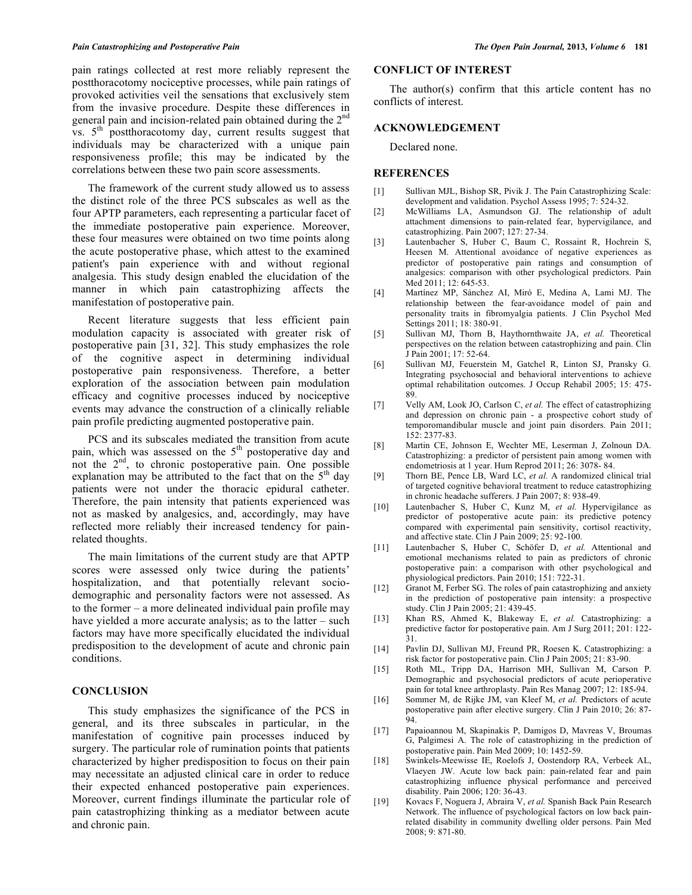pain ratings collected at rest more reliably represent the postthoracotomy nociceptive processes, while pain ratings of provoked activities veil the sensations that exclusively stem from the invasive procedure. Despite these differences in general pain and incision-related pain obtained during the 2nd vs. 5th postthoracotomy day, current results suggest that individuals may be characterized with a unique pain responsiveness profile; this may be indicated by the correlations between these two pain score assessments.

The framework of the current study allowed us to assess the distinct role of the three PCS subscales as well as the four APTP parameters, each representing a particular facet of the immediate postoperative pain experience. Moreover, these four measures were obtained on two time points along the acute postoperative phase, which attest to the examined patient's pain experience with and without regional analgesia. This study design enabled the elucidation of the manner in which pain catastrophizing affects the manifestation of postoperative pain.

Recent literature suggests that less efficient pain modulation capacity is associated with greater risk of postoperative pain [31, 32]. This study emphasizes the role of the cognitive aspect in determining individual postoperative pain responsiveness. Therefore, a better exploration of the association between pain modulation efficacy and cognitive processes induced by nociceptive events may advance the construction of a clinically reliable pain profile predicting augmented postoperative pain.

PCS and its subscales mediated the transition from acute pain, which was assessed on the 5th postoperative day and not the 2nd, to chronic postoperative pain. One possible explanation may be attributed to the fact that on the 5th day patients were not under the thoracic epidural catheter. Therefore, the pain intensity that patients experienced was not as masked by analgesics, and, accordingly, may have reflected more reliably their increased tendency for pain-related thoughts.

The main limitations of the current study are that APTP scores were assessed only twice during the patients' hospitalization, and that potentially relevant socio-demographic and personality factors were not assessed. As to the former – a more delineated individual pain profile may have yielded a more accurate analysis; as to the latter – such factors may have more specifically elucidated the individual predisposition to the development of acute and chronic pain conditions.

## CONCLUSION

This study emphasizes the significance of the PCS in general, and its three subscales in particular, in the manifestation of cognitive pain processes induced by surgery. The particular role of rumination points that patients characterized by higher predisposition to focus on their pain may necessitate an adjusted clinical care in order to reduce their expected enhanced postoperative pain experiences. Moreover, current findings illuminate the particular role of pain catastrophizing thinking as a mediator between acute and chronic pain.

## CONFLICT OF INTEREST

The author(s) confirm that this article content has no conflicts of interest.

## ACKNOWLEDGEMENT

Declared none.

## REFERENCES

[1] Sullivan MJL, Bishop SR, Pivik J. The Pain Catastrophizing Scale: development and validation. Psychol Assess 1995; 7: 524-32.

[2] McWilliams LA, Asmundson GJ. The relationship of adult attachment dimensions to pain-related fear, hypervigilance, and catastrophizing. Pain 2007; 127: 27-34.

[3] Lautenbacher S, Huber C, Baum C, Rossaint R, Hochrein S, Heesen M. Attentional avoidance of negative experiences as predictor of postoperative pain ratings and consumption of analgesics: comparison with other psychological predictors. Pain Med 2011; 12: 645-53.

[4] Martínez MP, Sánchez AI, Miró E, Medina A, Lami MJ. The relationship between the fear-avoidance model of pain and personality traits in fibromyalgia patients. J Clin Psychol Med Settings 2011; 18: 380-91.

[5] Sullivan MJ, Thorn B, Haythornthwaite JA, *et al.* Theoretical perspectives on the relation between catastrophizing and pain. Clin J Pain 2001; 17: 52-64.

[6] Sullivan MJ, Feuerstein M, Gatchel R, Linton SJ, Pransky G. Integrating psychosocial and behavioral interventions to achieve optimal rehabilitation outcomes. J Occup Rehabil 2005; 15: 475-89.

[7] Velly AM, Look JO, Carlson C, *et al.* The effect of catastrophizing and depression on chronic pain - a prospective cohort study of temporomandibular muscle and joint pain disorders. Pain 2011; 152: 2377-83.

[8] Martin CE, Johnson E, Wechter ME, Leserman J, Zolnoun DA. Catastrophizing: a predictor of persistent pain among women with endometriosis at 1 year. Hum Reprod 2011; 26: 3078- 84.

[9] Thorn BE, Pence LB, Ward LC, *et al.* A randomized clinical trial of targeted cognitive behavioral treatment to reduce catastrophizing in chronic headache sufferers. J Pain 2007; 8: 938-49.

[10] Lautenbacher S, Huber C, Kunz M, *et al.* Hypervigilance as predictor of postoperative acute pain: its predictive potency compared with experimental pain sensitivity, cortisol reactivity, and affective state. Clin J Pain 2009; 25: 92-100.

[11] Lautenbacher S, Huber C, Schöfer D, *et al.* Attentional and emotional mechanisms related to pain as predictors of chronic postoperative pain: a comparison with other psychological and physiological predictors. Pain 2010; 151: 722-31.

[12] Granot M, Ferber SG. The roles of pain catastrophizing and anxiety in the prediction of postoperative pain intensity: a prospective study. Clin J Pain 2005; 21: 439-45.

[13] Khan RS, Ahmed K, Blakeway E, *et al.* Catastrophizing: a predictive factor for postoperative pain. Am J Surg 2011; 201: 122-31.

[14] Pavlin DJ, Sullivan MJ, Freund PR, Roesen K. Catastrophizing: a risk factor for postoperative pain. Clin J Pain 2005; 21: 83-90.

[15] Roth ML, Tripp DA, Harrison MH, Sullivan M, Carson P. Demographic and psychosocial predictors of acute perioperative pain for total knee arthroplasty. Pain Res Manag 2007; 12: 185-94.

[16] Sommer M, de Rijke JM, van Kleef M, *et al.* Predictors of acute postoperative pain after elective surgery. Clin J Pain 2010; 26: 87-94.

[17] Papaioannou M, Skapinakis P, Damigos D, Mavreas V, Broumas G, Palgimesi A. The role of catastrophizing in the prediction of postoperative pain. Pain Med 2009; 10: 1452-59.

[18] Swinkels-Meewisse IE, Roelofs J, Oostendorp RA, Verbeek AL, Vlaeyen JW. Acute low back pain: pain-related fear and pain catastrophizing influence physical performance and perceived disability. Pain 2006; 120: 36-43.

[19] Kovacs F, Noguera J, Abraira V, *et al.* Spanish Back Pain Research Network. The influence of psychological factors on low back pain-related disability in community dwelling older persons. Pain Med 2008; 9: 871-80.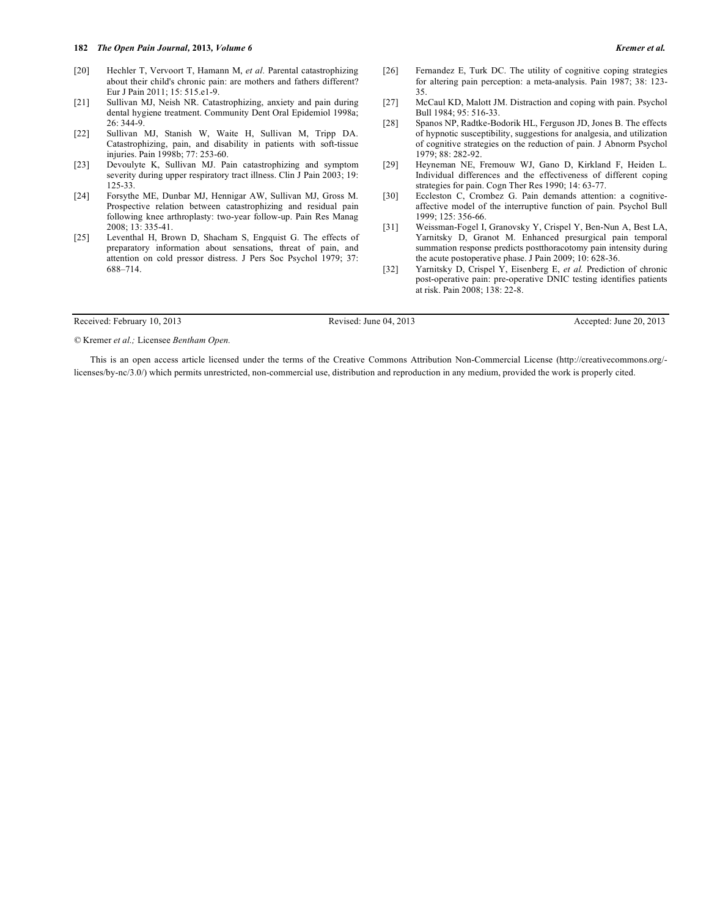[20] Hechler T, Vervoort T, Hamann M, *et al*. Parental catastrophizing about their child's chronic pain: are mothers and fathers different? Eur J Pain 2011; 15: 515.e1-9.

[21] Sullivan MJ, Neish NR. Catastrophizing, anxiety and pain during dental hygiene treatment. Community Dent Oral Epidemiol 1998a; 26: 344-9.

[22] Sullivan MJ, Stanish W, Waite H, Sullivan M, Tripp DA. Catastrophizing, pain, and disability in patients with soft-tissue injuries. Pain 1998b; 77: 253-60.

[23] Devoulyte K, Sullivan MJ. Pain catastrophizing and symptom severity during upper respiratory tract illness. Clin J Pain 2003; 19: 125-33.

[24] Forsythe ME, Dunbar MJ, Hennigar AW, Sullivan MJ, Gross M. Prospective relation between catastrophizing and residual pain following knee arthroplasty: two-year follow-up. Pain Res Manag 2008; 13: 335-41.

[25] Leventhal H, Brown D, Shacham S, Engquist G. The effects of preparatory information about sensations, threat of pain, and attention on cold pressor distress. J Pers Soc Psychol 1979; 37: 688–714.

[26] Fernandez E, Turk DC. The utility of cognitive coping strategies for altering pain perception: a meta-analysis. Pain 1987; 38: 123-35.

[27] McCaul KD, Malott JM. Distraction and coping with pain. Psychol Bull 1984; 95: 516-33.

[28] Spanos NP, Radtke-Bodorik HL, Ferguson JD, Jones B. The effects of hypnotic susceptibility, suggestions for analgesia, and utilization of cognitive strategies on the reduction of pain. J Abnorm Psychol 1979; 88: 282-92.

[29] Heyneman NE, Fremouw WJ, Gano D, Kirkland F, Heiden L. Individual differences and the effectiveness of different coping strategies for pain. Cogn Ther Res 1990; 14: 63-77.

[30] Eccleston C, Crombez G. Pain demands attention: a cognitive-affective model of the interruptive function of pain. Psychol Bull 1999; 125: 356-66.

[31] Weissman-Fogel I, Granovsky Y, Crispel Y, Ben-Nun A, Best LA, Yarnitsky D, Granot M. Enhanced presurgical pain temporal summation response predicts postthoracotomy pain intensity during the acute postoperative phase. J Pain 2009; 10: 628-36.

[32] Yarnitsky D, Crispel Y, Eisenberg E, *et al.* Prediction of chronic post-operative pain: pre-operative DNIC testing identifies patients at risk. Pain 2008; 138: 22-8.

Received: February 10, 2013 Revised: June 04, 2013 Accepted: June 20, 2013

© Kremer *et al.;* Licensee *Bentham Open.*

This is an open access article licensed under the terms of the Creative Commons Attribution Non-Commercial License (http://creativecommons.org/-licenses/by-nc/3.0/) which permits unrestricted, non-commercial use, distribution and reproduction in any medium, provided the work is properly cited.